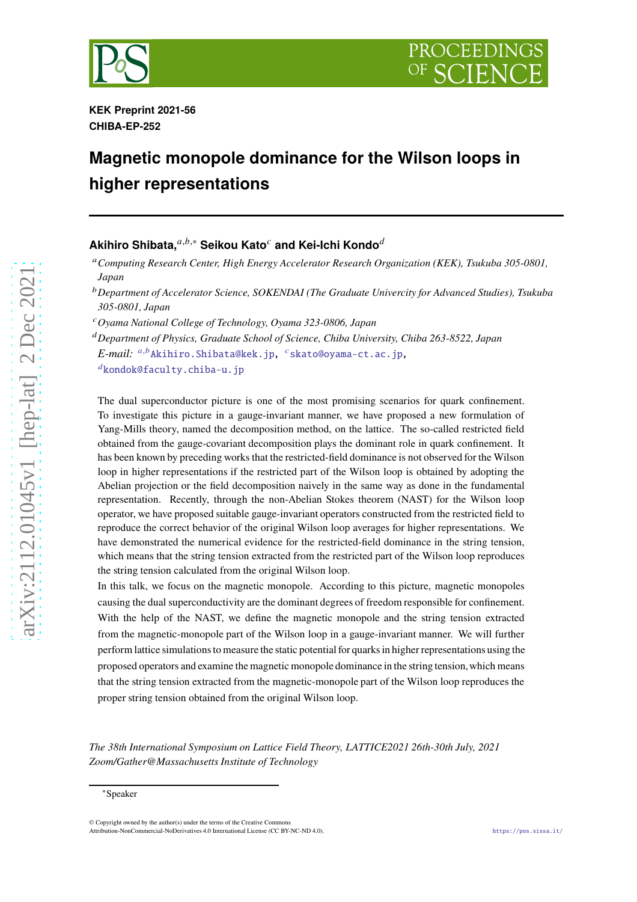**KEK Preprint 2021-56**
**CHIBA-EP-252**

# Magnetic monopole dominance for the Wilson loops in higher representations

**Akihiro Shibata,**[a,b,*] **Seikou Kato**[c] **and Kei-Ichi Kondo**[d]

[a] *Computing Research Center, High Energy Accelerator Research Organization (KEK), Tsukuba 305-0801, Japan*

[b] *Department of Accelerator Science, SOKENDAI (The Graduate Univercity for Advanced Studies), Tsukuba 305-0801, Japan*

[c] *Oyama National College of Technology, Oyama 323-0806, Japan*

[d] *Department of Physics, Graduate School of Science, Chiba University, Chiba 263-8522, Japan*

*E-mail:* [a,b] Akihiro.Shibata@kek.jp, [c] skato@oyama-ct.ac.jp, [d] kondok@faculty.chiba-u.jp

The dual superconductor picture is one of the most promising scenarios for quark confinement. To investigate this picture in a gauge-invariant manner, we have proposed a new formulation of Yang-Mills theory, named the decomposition method, on the lattice. The so-called restricted field obtained from the gauge-covariant decomposition plays the dominant role in quark confinement. It has been known by preceding works that the restricted-field dominance is not observed for the Wilson loop in higher representations if the restricted part of the Wilson loop is obtained by adopting the Abelian projection or the field decomposition naively in the same way as done in the fundamental representation. Recently, through the non-Abelian Stokes theorem (NAST) for the Wilson loop operator, we have proposed suitable gauge-invariant operators constructed from the restricted field to reproduce the correct behavior of the original Wilson loop averages for higher representations. We have demonstrated the numerical evidence for the restricted-field dominance in the string tension, which means that the string tension extracted from the restricted part of the Wilson loop reproduces the string tension calculated from the original Wilson loop.

In this talk, we focus on the magnetic monopole. According to this picture, magnetic monopoles causing the dual superconductivity are the dominant degrees of freedom responsible for confinement. With the help of the NAST, we define the magnetic monopole and the string tension extracted from the magnetic-monopole part of the Wilson loop in a gauge-invariant manner. We will further perform lattice simulations to measure the static potential for quarks in higher representations using the proposed operators and examine the magnetic monopole dominance in the string tension, which means that the string tension extracted from the magnetic-monopole part of the Wilson loop reproduces the proper string tension obtained from the original Wilson loop.

*The 38th International Symposium on Lattice Field Theory, LATTICE2021 26th-30th July, 2021 Zoom/Gather@Massachusetts Institute of Technology*

[*] Speaker

© Copyright owned by the author(s) under the terms of the Creative Commons Attribution-NonCommercial-NoDerivatives 4.0 International License (CC BY-NC-ND 4.0).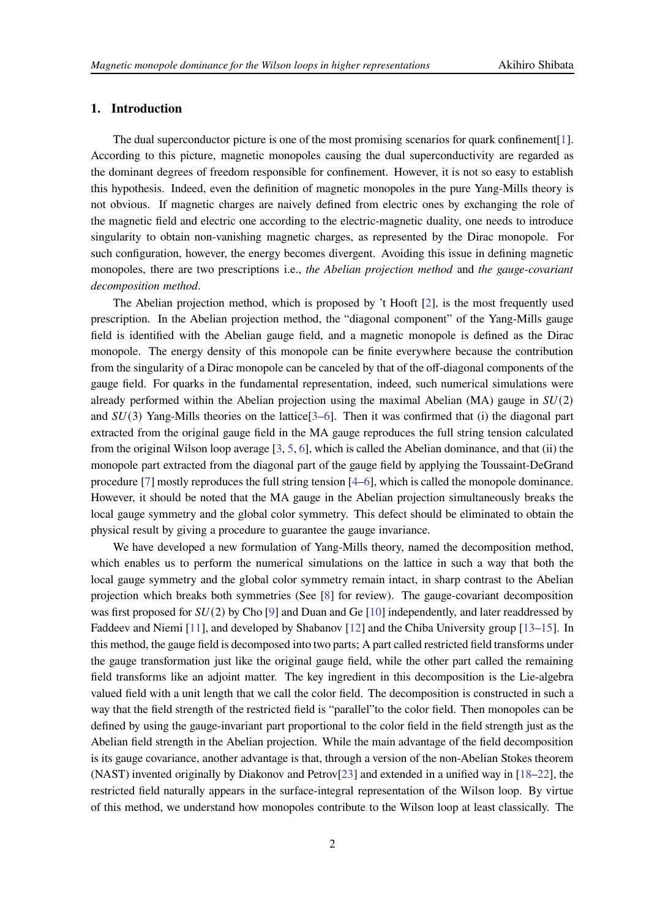## 1. Introduction

The dual superconductor picture is one of the most promising scenarios for quark confinement[1]. According to this picture, magnetic monopoles causing the dual superconductivity are regarded as the dominant degrees of freedom responsible for confinement. However, it is not so easy to establish this hypothesis. Indeed, even the definition of magnetic monopoles in the pure Yang-Mills theory is not obvious. If magnetic charges are naively defined from electric ones by exchanging the role of the magnetic field and electric one according to the electric-magnetic duality, one needs to introduce singularity to obtain non-vanishing magnetic charges, as represented by the Dirac monopole. For such configuration, however, the energy becomes divergent. Avoiding this issue in defining magnetic monopoles, there are two prescriptions i.e., *the Abelian projection method* and *the gauge-covariant decomposition method*.

The Abelian projection method, which is proposed by 't Hooft [2], is the most frequently used prescription. In the Abelian projection method, the "diagonal component" of the Yang-Mills gauge field is identified with the Abelian gauge field, and a magnetic monopole is defined as the Dirac monopole. The energy density of this monopole can be finite everywhere because the contribution from the singularity of a Dirac monopole can be canceled by that of the off-diagonal components of the gauge field. For quarks in the fundamental representation, indeed, such numerical simulations were already performed within the Abelian projection using the maximal Abelian (MA) gauge in $SU(2)$ and $SU(3)$ Yang-Mills theories on the lattice[3–6]. Then it was confirmed that (i) the diagonal part extracted from the original gauge field in the MA gauge reproduces the full string tension calculated from the original Wilson loop average [3, 5, 6], which is called the Abelian dominance, and that (ii) the monopole part extracted from the diagonal part of the gauge field by applying the Toussaint-DeGrand procedure [7] mostly reproduces the full string tension [4–6], which is called the monopole dominance. However, it should be noted that the MA gauge in the Abelian projection simultaneously breaks the local gauge symmetry and the global color symmetry. This defect should be eliminated to obtain the physical result by giving a procedure to guarantee the gauge invariance.

We have developed a new formulation of Yang-Mills theory, named the decomposition method, which enables us to perform the numerical simulations on the lattice in such a way that both the local gauge symmetry and the global color symmetry remain intact, in sharp contrast to the Abelian projection which breaks both symmetries (See [8] for review). The gauge-covariant decomposition was first proposed for $SU(2)$ by Cho [9] and Duan and Ge [10] independently, and later readdressed by Faddeev and Niemi [11], and developed by Shabanov [12] and the Chiba University group [13–15]. In this method, the gauge field is decomposed into two parts; A part called restricted field transforms under the gauge transformation just like the original gauge field, while the other part called the remaining field transforms like an adjoint matter. The key ingredient in this decomposition is the Lie-algebra valued field with a unit length that we call the color field. The decomposition is constructed in such a way that the field strength of the restricted field is "parallel"to the color field. Then monopoles can be defined by using the gauge-invariant part proportional to the color field in the field strength just as the Abelian field strength in the Abelian projection. While the main advantage of the field decomposition is its gauge covariance, another advantage is that, through a version of the non-Abelian Stokes theorem (NAST) invented originally by Diakonov and Petrov[23] and extended in a unified way in [18–22], the restricted field naturally appears in the surface-integral representation of the Wilson loop. By virtue of this method, we understand how monopoles contribute to the Wilson loop at least classically. The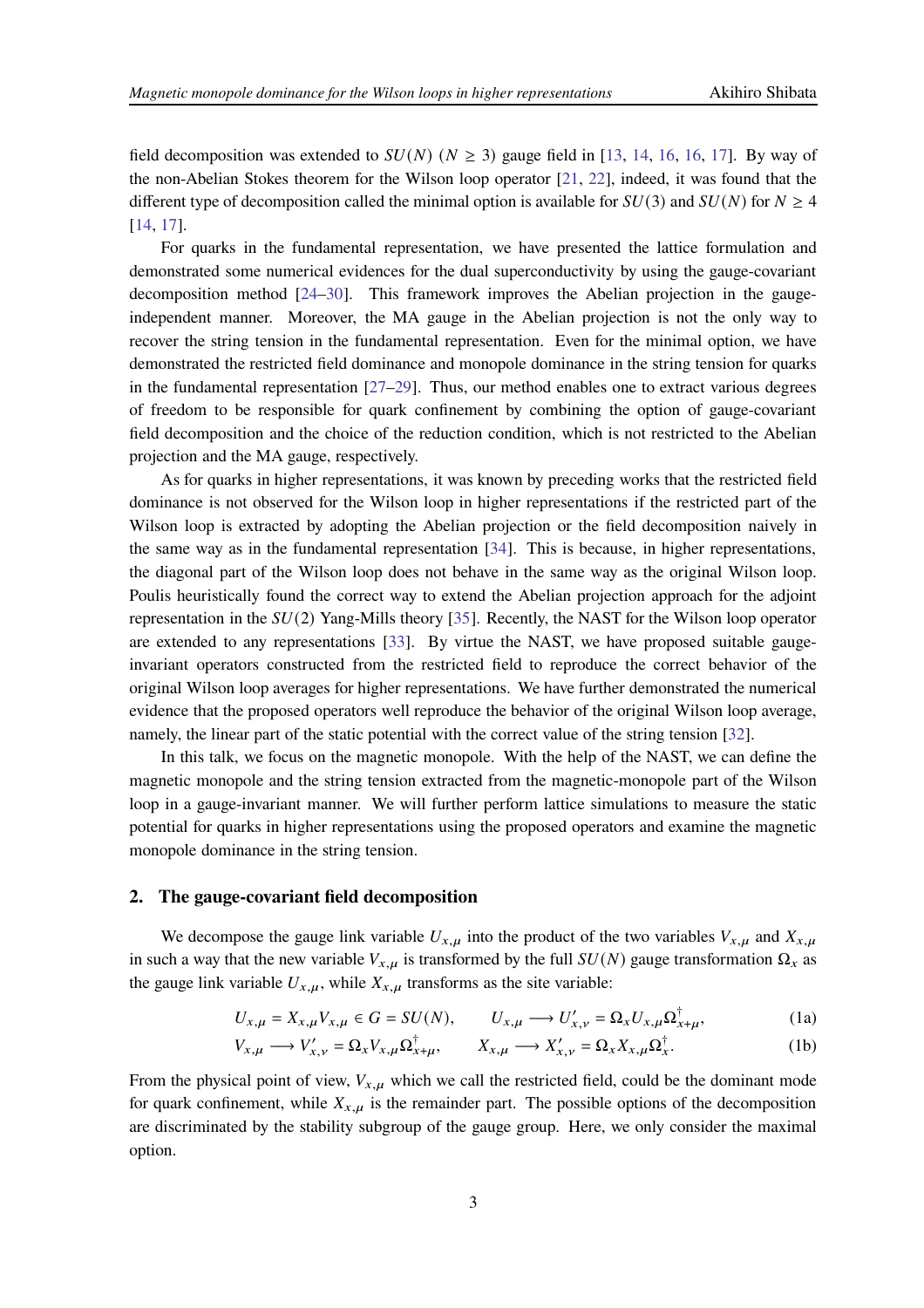field decomposition was extended to $SU(N)$ ($N \geq 3$) gauge field in [13, 14, 16, 16, 17]. By way of the non-Abelian Stokes theorem for the Wilson loop operator [21, 22], indeed, it was found that the different type of decomposition called the minimal option is available for $SU(3)$ and $SU(N)$ for $N \geq 4$ [14, 17].

For quarks in the fundamental representation, we have presented the lattice formulation and demonstrated some numerical evidences for the dual superconductivity by using the gauge-covariant decomposition method [24–30]. This framework improves the Abelian projection in the gauge-independent manner. Moreover, the MA gauge in the Abelian projection is not the only way to recover the string tension in the fundamental representation. Even for the minimal option, we have demonstrated the restricted field dominance and monopole dominance in the string tension for quarks in the fundamental representation [27–29]. Thus, our method enables one to extract various degrees of freedom to be responsible for quark confinement by combining the option of gauge-covariant field decomposition and the choice of the reduction condition, which is not restricted to the Abelian projection and the MA gauge, respectively.

As for quarks in higher representations, it was known by preceding works that the restricted field dominance is not observed for the Wilson loop in higher representations if the restricted part of the Wilson loop is extracted by adopting the Abelian projection or the field decomposition naively in the same way as in the fundamental representation [34]. This is because, in higher representations, the diagonal part of the Wilson loop does not behave in the same way as the original Wilson loop. Poulis heuristically found the correct way to extend the Abelian projection approach for the adjoint representation in the $SU(2)$ Yang-Mills theory [35]. Recently, the NAST for the Wilson loop operator are extended to any representations [33]. By virtue the NAST, we have proposed suitable gauge-invariant operators constructed from the restricted field to reproduce the correct behavior of the original Wilson loop averages for higher representations. We have further demonstrated the numerical evidence that the proposed operators well reproduce the behavior of the original Wilson loop average, namely, the linear part of the static potential with the correct value of the string tension [32].

In this talk, we focus on the magnetic monopole. With the help of the NAST, we can define the magnetic monopole and the string tension extracted from the magnetic-monopole part of the Wilson loop in a gauge-invariant manner. We will further perform lattice simulations to measure the static potential for quarks in higher representations using the proposed operators and examine the magnetic monopole dominance in the string tension.

## 2. The gauge-covariant field decomposition

We decompose the gauge link variable $U_{x,\mu}$ into the product of the two variables $V_{x,\mu}$ and $X_{x,\mu}$ in such a way that the new variable $V_{x,\mu}$ is transformed by the full $SU(N)$ gauge transformation $\Omega_x$ as the gauge link variable $U_{x,\mu}$, while $X_{x,\mu}$ transforms as the site variable:

$$U_{x,\mu} = X_{x,\mu} V_{x,\mu} \in G = SU(N), \qquad U_{x,\mu} \longrightarrow U'_{x,\nu} = \Omega_x U_{x,\mu} \Omega^{\dagger}_{x+\mu}, \tag{1a}$$

$$V_{x,\mu} \longrightarrow V'_{x,\nu} = \Omega_x V_{x,\mu} \Omega^{\dagger}_{x+\mu}, \qquad X_{x,\mu} \longrightarrow X'_{x,\nu} = \Omega_x X_{x,\mu} \Omega^{\dagger}_{x}. \tag{1b}$$

From the physical point of view, $V_{x,\mu}$ which we call the restricted field, could be the dominant mode for quark confinement, while $X_{x,\mu}$ is the remainder part. The possible options of the decomposition are discriminated by the stability subgroup of the gauge group. Here, we only consider the maximal option.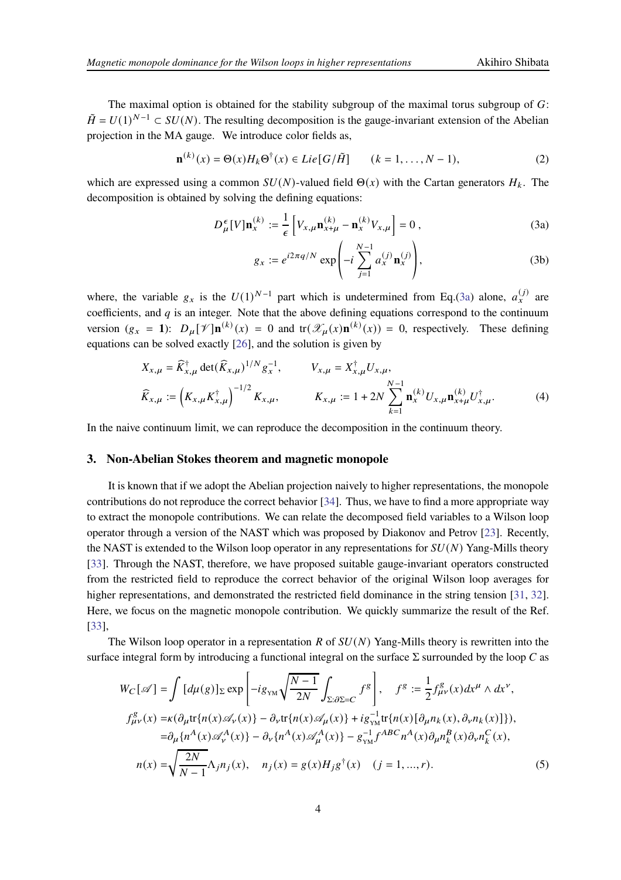The maximal option is obtained for the stability subgroup of the maximal torus subgroup of $G$: $\tilde{H} = U(1)^{N-1} \subset SU(N)$. The resulting decomposition is the gauge-invariant extension of the Abelian projection in the MA gauge. We introduce color fields as,

$$\mathbf{n}^{(k)}(x) = \Theta(x) H_k \Theta^\dagger(x) \in Lie[G/\tilde{H}] \qquad (k = 1, \ldots, N-1), \tag{2}$$

which are expressed using a common $SU(N)$-valued field $\Theta(x)$ with the Cartan generators $H_k$. The decomposition is obtained by solving the defining equations:

$$D_\mu^\epsilon[V]\mathbf{n}_x^{(k)} := \frac{1}{\epsilon}\left[V_{x,\mu}\mathbf{n}_{x+\mu}^{(k)} - \mathbf{n}_x^{(k)} V_{x,\mu}\right] = 0\,, \tag{3a}$$

$$g_x := e^{i2\pi q/N} \exp\left(-i\sum_{j=1}^{N-1} a_x^{(j)}\mathbf{n}_x^{(j)}\right), \tag{3b}$$

where, the variable $g_x$ is the $U(1)^{N-1}$ part which is undetermined from Eq.(3a) alone, $a_x^{(j)}$ are coefficients, and $q$ is an integer. Note that the above defining equations correspond to the continuum version ($g_x = \mathbf{1}$): $D_\mu[\mathscr{V}]\mathbf{n}^{(k)}(x) = 0$ and $\mathrm{tr}(\mathscr{X}_\mu(x)\mathbf{n}^{(k)}(x)) = 0$, respectively. These defining equations can be solved exactly [26], and the solution is given by

$$\begin{aligned}
&X_{x,\mu} = \widehat{K}_{x,\mu}^\dagger \det(\widehat{K}_{x,\mu})^{1/N} g_x^{-1}, \qquad V_{x,\mu} = X_{x,\mu}^\dagger U_{x,\mu}, \\
&\widehat{K}_{x,\mu} := \left(K_{x,\mu}K_{x,\mu}^\dagger\right)^{-1/2} K_{x,\mu}, \qquad K_{x,\mu} := 1 + 2N\sum_{k=1}^{N-1}\mathbf{n}_x^{(k)} U_{x,\mu}\mathbf{n}_{x+\mu}^{(k)} U_{x,\mu}^\dagger.
\end{aligned} \tag{4}$$

In the naive continuum limit, we can reproduce the decomposition in the continuum theory.

## 3. Non-Abelian Stokes theorem and magnetic monopole

It is known that if we adopt the Abelian projection naively to higher representations, the monopole contributions do not reproduce the correct behavior [34]. Thus, we have to find a more appropriate way to extract the monopole contributions. We can relate the decomposed field variables to a Wilson loop operator through a version of the NAST which was proposed by Diakonov and Petrov [23]. Recently, the NAST is extended to the Wilson loop operator in any representations for $SU(N)$ Yang-Mills theory [33]. Through the NAST, therefore, we have proposed suitable gauge-invariant operators constructed from the restricted field to reproduce the correct behavior of the original Wilson loop averages for higher representations, and demonstrated the restricted field dominance in the string tension [31, 32]. Here, we focus on the magnetic monopole contribution. We quickly summarize the result of the Ref. [33],

The Wilson loop operator in a representation $R$ of $SU(N)$ Yang-Mills theory is rewritten into the surface integral form by introducing a functional integral on the surface $\Sigma$ surrounded by the loop $C$ as

$$\begin{aligned}
W_C[\mathscr{A}] &= \int [d\mu(g)]_\Sigma \exp\left[-ig_{\rm YM}\sqrt{\frac{N-1}{2N}}\int_{\Sigma:\partial\Sigma=C} f^g\right], \quad f^g := \frac{1}{2}f_{\mu\nu}^g(x)dx^\mu \wedge dx^\nu, \\
f_{\mu\nu}^g(x) &= \kappa(\partial_\mu \mathrm{tr}\{n(x)\mathscr{A}_\nu(x)\} - \partial_\nu \mathrm{tr}\{n(x)\mathscr{A}_\mu(x)\} + ig_{\rm YM}^{-1}\mathrm{tr}\{n(x)[\partial_\mu n_k(x), \partial_\nu n_k(x)]\}), \\
&= \partial_\mu\{n^A(x)\mathscr{A}_\nu^A(x)\} - \partial_\nu\{n^A(x)\mathscr{A}_\mu^A(x)\} - g_{\rm YM}^{-1} f^{ABC} n^A(x)\partial_\mu n_k^B(x)\partial_\nu n_k^C(x), \\
n(x) &= \sqrt{\frac{2N}{N-1}}\Lambda_j n_j(x), \quad n_j(x) = g(x)H_j g^\dagger(x) \quad (j = 1, ..., r).
\end{aligned} \tag{5}$$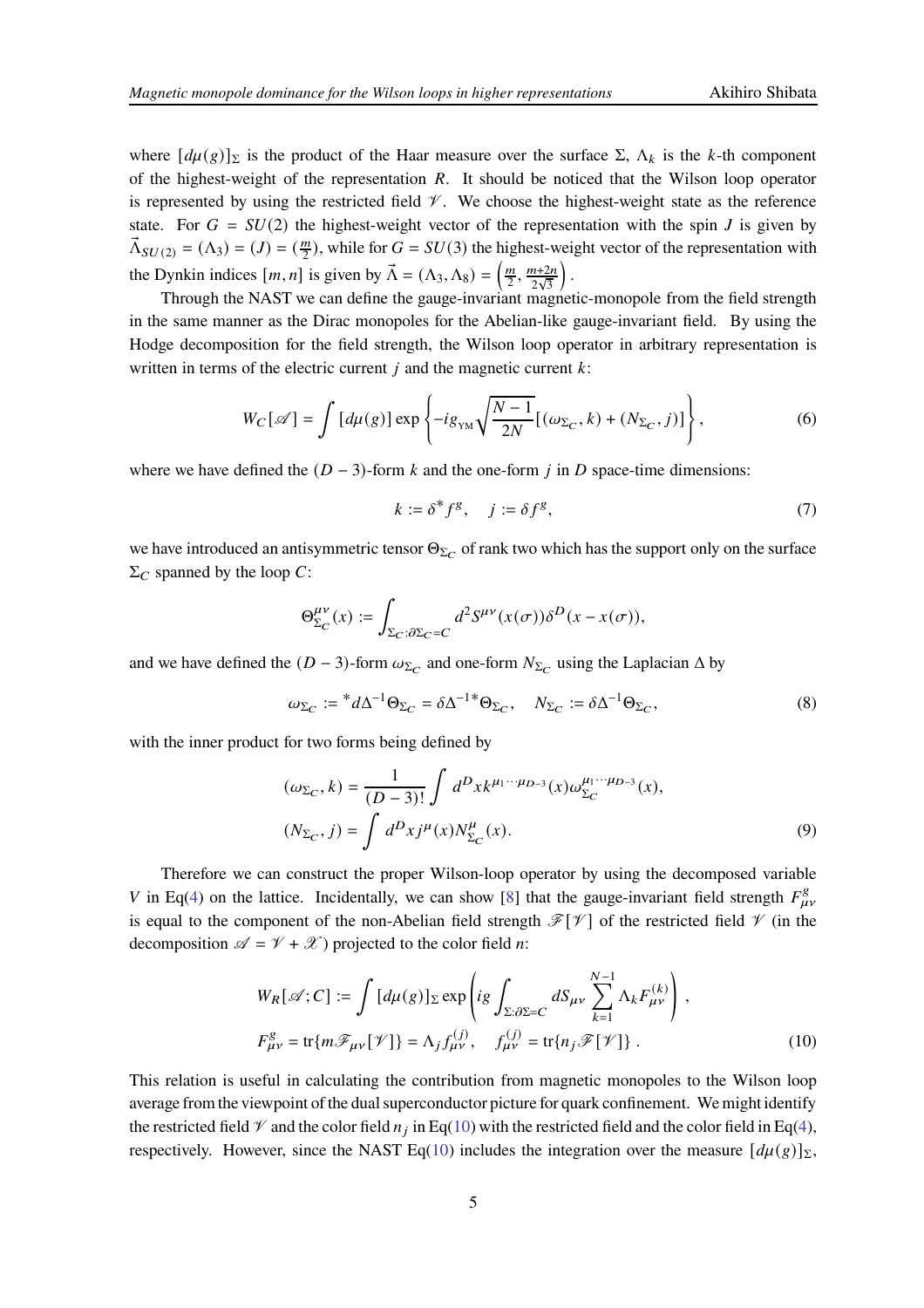where $[d\mu(g)]_\Sigma$ is the product of the Haar measure over the surface $\Sigma$, $\Lambda_k$ is the $k$-th component of the highest-weight of the representation $R$. It should be noticed that the Wilson loop operator is represented by using the restricted field $\mathscr{V}$. We choose the highest-weight state as the reference state. For $G = SU(2)$ the highest-weight vector of the representation with the spin $J$ is given by $\vec{\Lambda}_{SU(2)} = (\Lambda_3) = (J) = (\frac{m}{2})$, while for $G = SU(3)$ the highest-weight vector of the representation with the Dynkin indices $[m, n]$ is given by $\vec{\Lambda} = (\Lambda_3, \Lambda_8) = \left(\frac{m}{2}, \frac{m+2n}{2\sqrt{3}}\right)$.

Through the NAST we can define the gauge-invariant magnetic-monopole from the field strength in the same manner as the Dirac monopoles for the Abelian-like gauge-invariant field. By using the Hodge decomposition for the field strength, the Wilson loop operator in arbitrary representation is written in terms of the electric current $j$ and the magnetic current $k$:

$$W_C[\mathscr{A}] = \int [d\mu(g)] \exp\left\{-ig_{\text{YM}}\sqrt{\frac{N-1}{2N}}[(\omega_{\Sigma_C}, k) + (N_{\Sigma_C}, j)]\right\}, \tag{6}$$

where we have defined the $(D-3)$-form $k$ and the one-form $j$ in $D$ space-time dimensions:

$$k := \delta^* f^g, \quad j := \delta f^g, \tag{7}$$

we have introduced an antisymmetric tensor $\Theta_{\Sigma_C}$ of rank two which has the support only on the surface $\Sigma_C$ spanned by the loop $C$:

$$\Theta^{\mu\nu}_{\Sigma_C}(x) := \int_{\Sigma_C:\partial\Sigma_C = C} d^2S^{\mu\nu}(x(\sigma))\delta^D(x - x(\sigma)),$$

and we have defined the $(D-3)$-form $\omega_{\Sigma_C}$ and one-form $N_{\Sigma_C}$ using the Laplacian $\Delta$ by

$$\omega_{\Sigma_C} := {}^*d\Delta^{-1}\Theta_{\Sigma_C} = \delta\Delta^{-1*}\Theta_{\Sigma_C}, \quad N_{\Sigma_C} := \delta\Delta^{-1}\Theta_{\Sigma_C}, \tag{8}$$

with the inner product for two forms being defined by

$$\begin{aligned}
(\omega_{\Sigma_C}, k) &= \frac{1}{(D-3)!}\int d^Dx\, k^{\mu_1\cdots\mu_{D-3}}(x)\omega^{\mu_1\cdots\mu_{D-3}}_{\Sigma_C}(x), \\
(N_{\Sigma_C}, j) &= \int d^Dx\, j^\mu(x) N^\mu_{\Sigma_C}(x).
\end{aligned} \tag{9}$$

Therefore we can construct the proper Wilson-loop operator by using the decomposed variable $V$ in Eq(4) on the lattice. Incidentally, we can show [8] that the gauge-invariant field strength $F^g_{\mu\nu}$ is equal to the component of the non-Abelian field strength $\mathscr{F}[\mathscr{V}]$ of the restricted field $\mathscr{V}$ (in the decomposition $\mathscr{A} = \mathscr{V} + \mathscr{X}$) projected to the color field $n$:

$$\begin{aligned}
W_R[\mathscr{A}; C] &:= \int [d\mu(g)]_\Sigma \exp\left(ig\int_{\Sigma:\partial\Sigma = C} dS_{\mu\nu}\sum_{k=1}^{N-1}\Lambda_k F^{(k)}_{\mu\nu}\right), \\
F^g_{\mu\nu} &= \text{tr}\{m\mathscr{F}_{\mu\nu}[\mathscr{V}]\} = \Lambda_j f^{(j)}_{\mu\nu}, \quad f^{(j)}_{\mu\nu} = \text{tr}\{n_j \mathscr{F}[\mathscr{V}]\}.
\end{aligned} \tag{10}$$

This relation is useful in calculating the contribution from magnetic monopoles to the Wilson loop average from the viewpoint of the dual superconductor picture for quark confinement. We might identify the restricted field $\mathscr{V}$ and the color field $n_j$ in Eq(10) with the restricted field and the color field in Eq(4), respectively. However, since the NAST Eq(10) includes the integration over the measure $[d\mu(g)]_\Sigma$,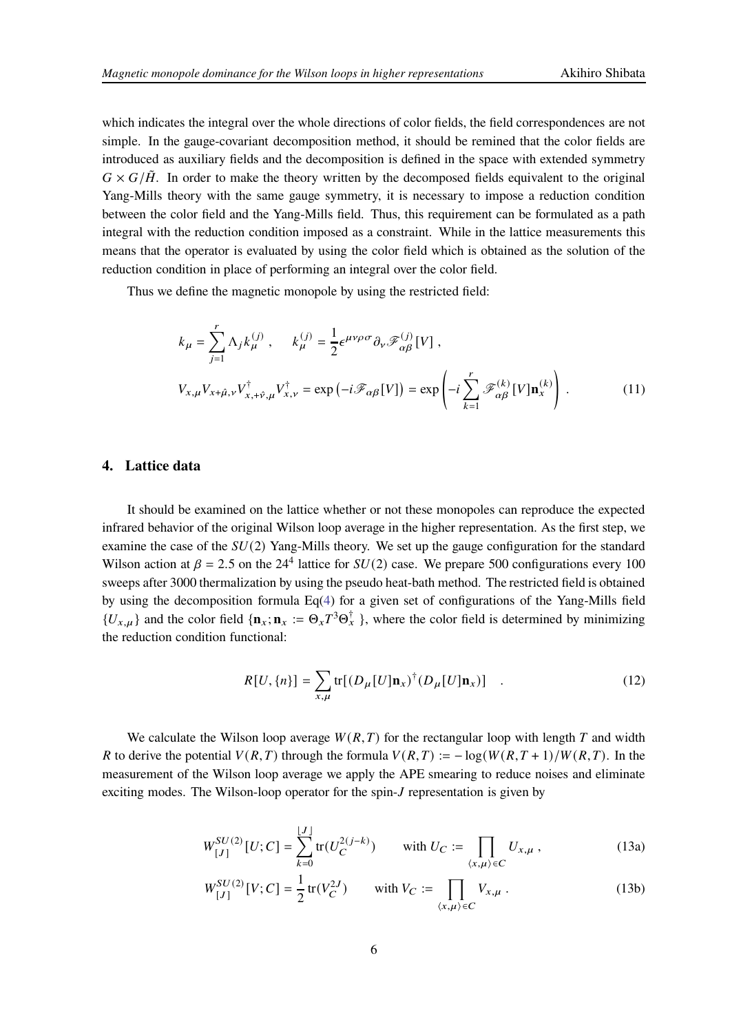which indicates the integral over the whole directions of color fields, the field correspondences are not simple. In the gauge-covariant decomposition method, it should be remined that the color fields are introduced as auxiliary fields and the decomposition is defined in the space with extended symmetry $G \times G/\tilde{H}$. In order to make the theory written by the decomposed fields equivalent to the original Yang-Mills theory with the same gauge symmetry, it is necessary to impose a reduction condition between the color field and the Yang-Mills field. Thus, this requirement can be formulated as a path integral with the reduction condition imposed as a constraint. While in the lattice measurements this means that the operator is evaluated by using the color field which is obtained as the solution of the reduction condition in place of performing an integral over the color field.

Thus we define the magnetic monopole by using the restricted field:

$$
\begin{aligned}
&k_\mu = \sum_{j=1}^{r} \Lambda_j k_\mu^{(j)} , \qquad k_\mu^{(j)} = \frac{1}{2}\epsilon^{\mu\nu\rho\sigma}\partial_\nu \mathscr{F}_{\alpha\beta}^{(j)}[V] , \\
&V_{x,\mu}V_{x+\hat{\mu},\nu}V_{x,+\hat{\nu},\mu}^{\dagger}V_{x,\nu}^{\dagger} = \exp\left(-i\mathscr{F}_{\alpha\beta}[V]\right) = \exp\left(-i\sum_{k=1}^{r}\mathscr{F}_{\alpha\beta}^{(k)}[V]\mathbf{n}_x^{(k)}\right) . \qquad (11)
\end{aligned}
$$

## 4. Lattice data

It should be examined on the lattice whether or not these monopoles can reproduce the expected infrared behavior of the original Wilson loop average in the higher representation. As the first step, we examine the case of the $SU(2)$ Yang-Mills theory. We set up the gauge configuration for the standard Wilson action at $\beta = 2.5$ on the $24^4$ lattice for $SU(2)$ case. We prepare 500 configurations every 100 sweeps after 3000 thermalization by using the pseudo heat-bath method. The restricted field is obtained by using the decomposition formula Eq(4) for a given set of configurations of the Yang-Mills field $\{U_{x,\mu}\}$ and the color field $\{\mathbf{n}_x; \mathbf{n}_x := \Theta_x T^3 \Theta_x^{\dagger}\ \}$, where the color field is determined by minimizing the reduction condition functional:

$$
R[U, \{n\}] = \sum_{x,\mu} \mathrm{tr}[(D_\mu[U]\mathbf{n}_x)^{\dagger}(D_\mu[U]\mathbf{n}_x)] \quad . \qquad (12)
$$

We calculate the Wilson loop average $W(R,T)$ for the rectangular loop with length $T$ and width $R$ to derive the potential $V(R,T)$ through the formula $V(R,T) := -\log(W(R,T+1)/W(R,T)$. In the measurement of the Wilson loop average we apply the APE smearing to reduce noises and eliminate exciting modes. The Wilson-loop operator for the spin-$J$ representation is given by

$$
W_{[J]}^{SU(2)}[U;C] = \sum_{k=0}^{\lfloor J \rfloor} \mathrm{tr}(U_C^{2(j-k)}) \qquad \text{with } U_C := \prod_{\langle x,\mu\rangle \in C} U_{x,\mu} , \qquad (13a)
$$

$$
W_{[J]}^{SU(2)}[V;C] = \frac{1}{2}\mathrm{tr}(V_C^{2J}) \qquad \text{with } V_C := \prod_{\langle x,\mu\rangle \in C} V_{x,\mu} . \qquad (13b)
$$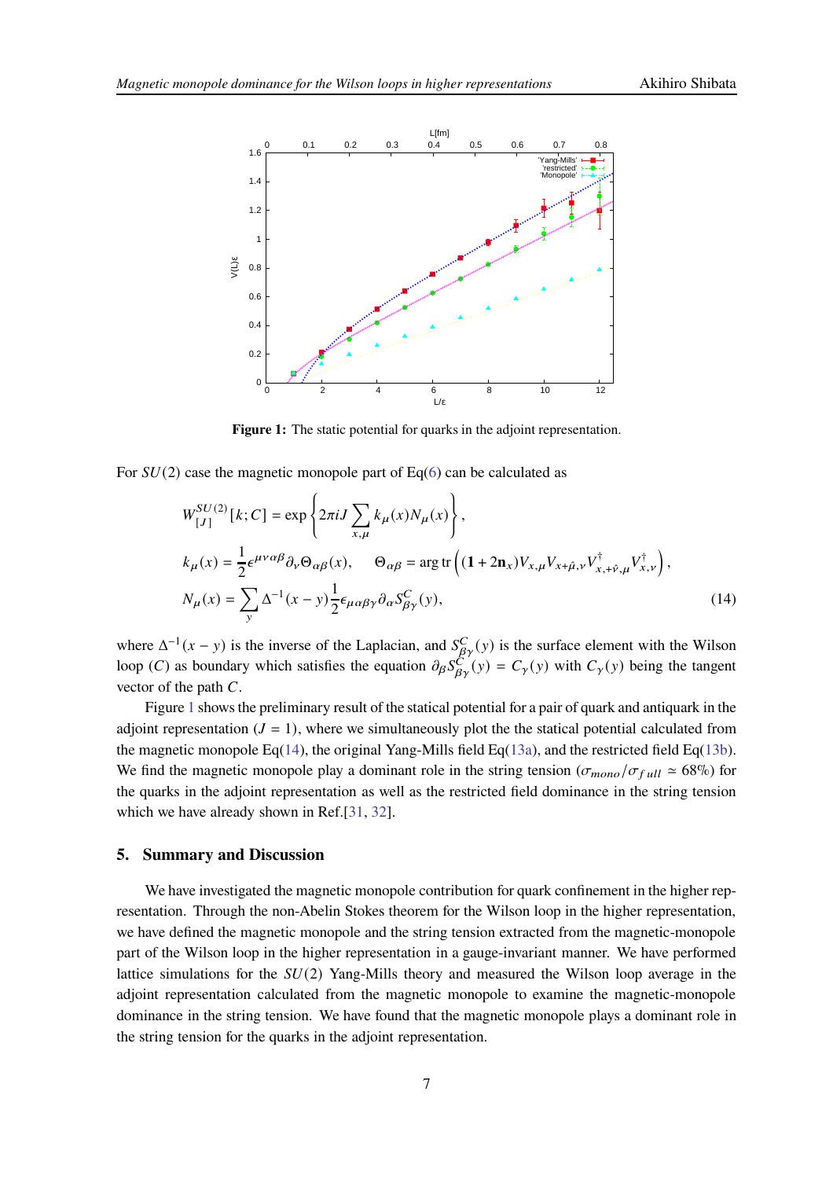Figure 1: The static potential for quarks in the adjoint representation.

For $SU(2)$ case the magnetic monopole part of Eq(6) can be calculated as

$$
\begin{aligned}
W^{SU(2)}_{[J]}[k;C] &= \exp\left\{2\pi i J \sum_{x,\mu} k_\mu(x) N_\mu(x)\right\}, \\
k_\mu(x) &= \frac{1}{2}\epsilon^{\mu\nu\alpha\beta}\partial_\nu \Theta_{\alpha\beta}(x), \qquad \Theta_{\alpha\beta} = \arg \operatorname{tr}\left((\mathbf{1} + 2\mathbf{n}_x)V_{x,\mu}V_{x+\hat{\mu},\nu}V^\dagger_{x,+\hat{\nu},\mu}V^\dagger_{x,\nu}\right), \\
N_\mu(x) &= \sum_y \Delta^{-1}(x-y)\frac{1}{2}\epsilon_{\mu\alpha\beta\gamma}\partial_\alpha S^C_{\beta\gamma}(y),
\end{aligned} \tag{14}
$$

where $\Delta^{-1}(x-y)$ is the inverse of the Laplacian, and $S^C_{\beta\gamma}(y)$ is the surface element with the Wilson loop $(C)$ as boundary which satisfies the equation $\partial_\beta S^C_{\beta\gamma}(y) = C_\gamma(y)$ with $C_\gamma(y)$ being the tangent vector of the path $C$.

Figure 1 shows the preliminary result of the statical potential for a pair of quark and antiquark in the adjoint representation ($J = 1$), where we simultaneously plot the the statical potential calculated from the magnetic monopole Eq(14), the original Yang-Mills field Eq(13a), and the restricted field Eq(13b). We find the magnetic monopole play a dominant role in the string tension ($\sigma_{mono}/\sigma_{full} \simeq 68\%$) for the quarks in the adjoint representation as well as the restricted field dominance in the string tension which we have already shown in Ref.[31, 32].

## 5. Summary and Discussion

We have investigated the magnetic monopole contribution for quark confinement in the higher representation. Through the non-Abelin Stokes theorem for the Wilson loop in the higher representation, we have defined the magnetic monopole and the string tension extracted from the magnetic-monopole part of the Wilson loop in the higher representation in a gauge-invariant manner. We have performed lattice simulations for the $SU(2)$ Yang-Mills theory and measured the Wilson loop average in the adjoint representation calculated from the magnetic monopole to examine the magnetic-monopole dominance in the string tension. We have found that the magnetic monopole plays a dominant role in the string tension for the quarks in the adjoint representation.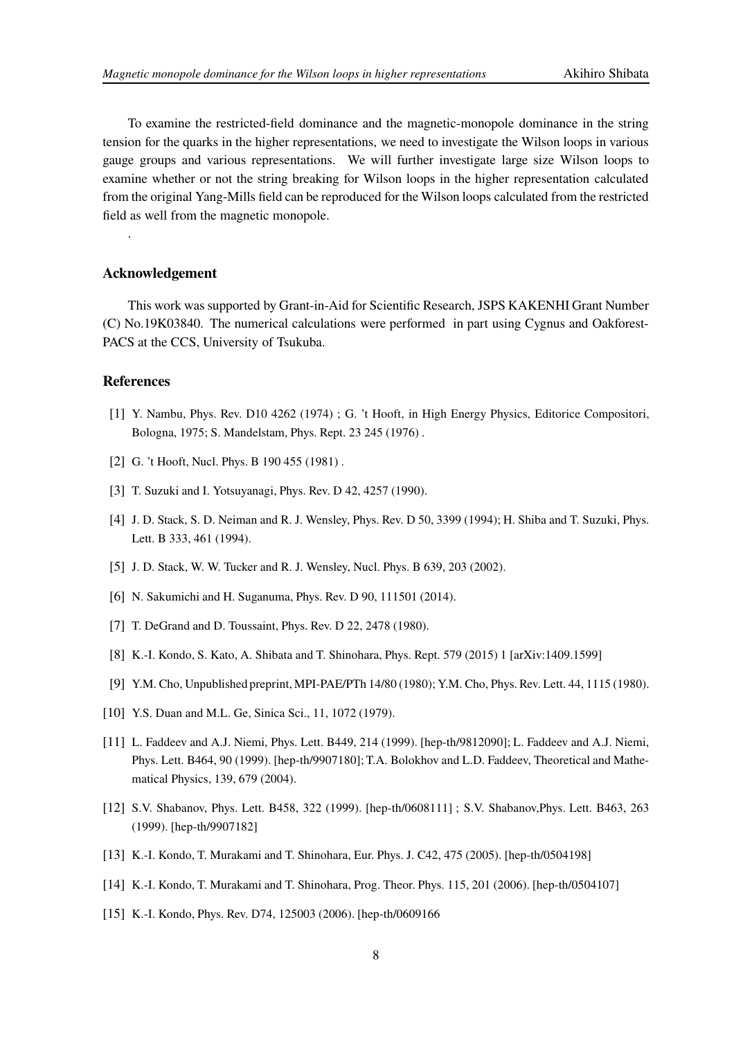To examine the restricted-field dominance and the magnetic-monopole dominance in the string tension for the quarks in the higher representations, we need to investigate the Wilson loops in various gauge groups and various representations. We will further investigate large size Wilson loops to examine whether or not the string breaking for Wilson loops in the higher representation calculated from the original Yang-Mills field can be reproduced for the Wilson loops calculated from the restricted field as well from the magnetic monopole.

.

## Acknowledgement

This work was supported by Grant-in-Aid for Scientific Research, JSPS KAKENHI Grant Number (C) No.19K03840. The numerical calculations were performed in part using Cygnus and Oakforest-PACS at the CCS, University of Tsukuba.

## References

[1] Y. Nambu, Phys. Rev. D10 4262 (1974) ; G. 't Hooft, in High Energy Physics, Editorice Compositori, Bologna, 1975; S. Mandelstam, Phys. Rept. 23 245 (1976) .

[2] G. 't Hooft, Nucl. Phys. B 190 455 (1981) .

[3] T. Suzuki and I. Yotsuyanagi, Phys. Rev. D 42, 4257 (1990).

[4] J. D. Stack, S. D. Neiman and R. J. Wensley, Phys. Rev. D 50, 3399 (1994); H. Shiba and T. Suzuki, Phys. Lett. B 333, 461 (1994).

[5] J. D. Stack, W. W. Tucker and R. J. Wensley, Nucl. Phys. B 639, 203 (2002).

[6] N. Sakumichi and H. Suganuma, Phys. Rev. D 90, 111501 (2014).

[7] T. DeGrand and D. Toussaint, Phys. Rev. D 22, 2478 (1980).

[8] K.-I. Kondo, S. Kato, A. Shibata and T. Shinohara, Phys. Rept. 579 (2015) 1 [arXiv:1409.1599]

[9] Y.M. Cho, Unpublished preprint, MPI-PAE/PTh 14/80 (1980); Y.M. Cho, Phys. Rev. Lett. 44, 1115 (1980).

[10] Y.S. Duan and M.L. Ge, Sinica Sci., 11, 1072 (1979).

[11] L. Faddeev and A.J. Niemi, Phys. Lett. B449, 214 (1999). [hep-th/9812090]; L. Faddeev and A.J. Niemi, Phys. Lett. B464, 90 (1999). [hep-th/9907180]; T.A. Bolokhov and L.D. Faddeev, Theoretical and Mathematical Physics, 139, 679 (2004).

[12] S.V. Shabanov, Phys. Lett. B458, 322 (1999). [hep-th/0608111] ; S.V. Shabanov,Phys. Lett. B463, 263 (1999). [hep-th/9907182]

[13] K.-I. Kondo, T. Murakami and T. Shinohara, Eur. Phys. J. C42, 475 (2005). [hep-th/0504198]

[14] K.-I. Kondo, T. Murakami and T. Shinohara, Prog. Theor. Phys. 115, 201 (2006). [hep-th/0504107]

[15] K.-I. Kondo, Phys. Rev. D74, 125003 (2006). [hep-th/0609166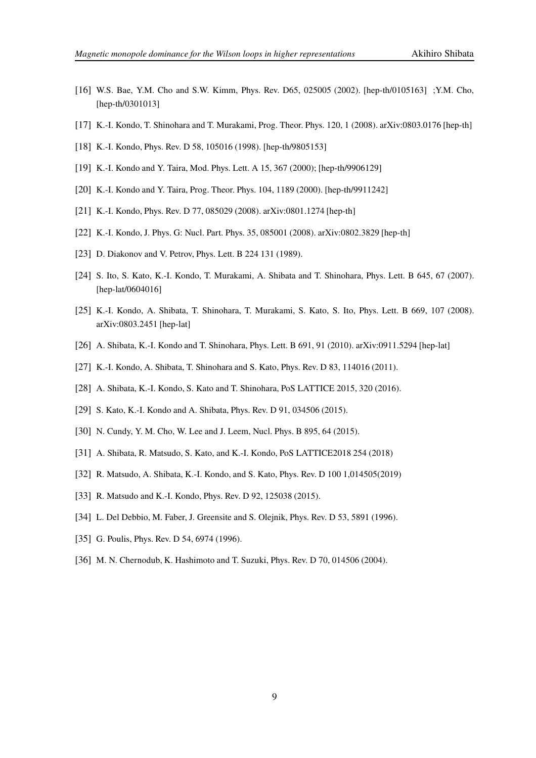[16] W.S. Bae, Y.M. Cho and S.W. Kimm, Phys. Rev. D65, 025005 (2002). [hep-th/0105163] ;Y.M. Cho, [hep-th/0301013]

[17] K.-I. Kondo, T. Shinohara and T. Murakami, Prog. Theor. Phys. 120, 1 (2008). arXiv:0803.0176 [hep-th]

[18] K.-I. Kondo, Phys. Rev. D 58, 105016 (1998). [hep-th/9805153]

[19] K.-I. Kondo and Y. Taira, Mod. Phys. Lett. A 15, 367 (2000); [hep-th/9906129]

[20] K.-I. Kondo and Y. Taira, Prog. Theor. Phys. 104, 1189 (2000). [hep-th/9911242]

[21] K.-I. Kondo, Phys. Rev. D 77, 085029 (2008). arXiv:0801.1274 [hep-th]

[22] K.-I. Kondo, J. Phys. G: Nucl. Part. Phys. 35, 085001 (2008). arXiv:0802.3829 [hep-th]

[23] D. Diakonov and V. Petrov, Phys. Lett. B 224 131 (1989).

[24] S. Ito, S. Kato, K.-I. Kondo, T. Murakami, A. Shibata and T. Shinohara, Phys. Lett. B 645, 67 (2007). [hep-lat/0604016]

[25] K.-I. Kondo, A. Shibata, T. Shinohara, T. Murakami, S. Kato, S. Ito, Phys. Lett. B 669, 107 (2008). arXiv:0803.2451 [hep-lat]

[26] A. Shibata, K.-I. Kondo and T. Shinohara, Phys. Lett. B 691, 91 (2010). arXiv:0911.5294 [hep-lat]

[27] K.-I. Kondo, A. Shibata, T. Shinohara and S. Kato, Phys. Rev. D 83, 114016 (2011).

[28] A. Shibata, K.-I. Kondo, S. Kato and T. Shinohara, PoS LATTICE 2015, 320 (2016).

[29] S. Kato, K.-I. Kondo and A. Shibata, Phys. Rev. D 91, 034506 (2015).

[30] N. Cundy, Y. M. Cho, W. Lee and J. Leem, Nucl. Phys. B 895, 64 (2015).

[31] A. Shibata, R. Matsudo, S. Kato, and K.-I. Kondo, PoS LATTICE2018 254 (2018)

[32] R. Matsudo, A. Shibata, K.-I. Kondo, and S. Kato, Phys. Rev. D 100 1,014505(2019)

[33] R. Matsudo and K.-I. Kondo, Phys. Rev. D 92, 125038 (2015).

[34] L. Del Debbio, M. Faber, J. Greensite and S. Olejnik, Phys. Rev. D 53, 5891 (1996).

[35] G. Poulis, Phys. Rev. D 54, 6974 (1996).

[36] M. N. Chernodub, K. Hashimoto and T. Suzuki, Phys. Rev. D 70, 014506 (2004).